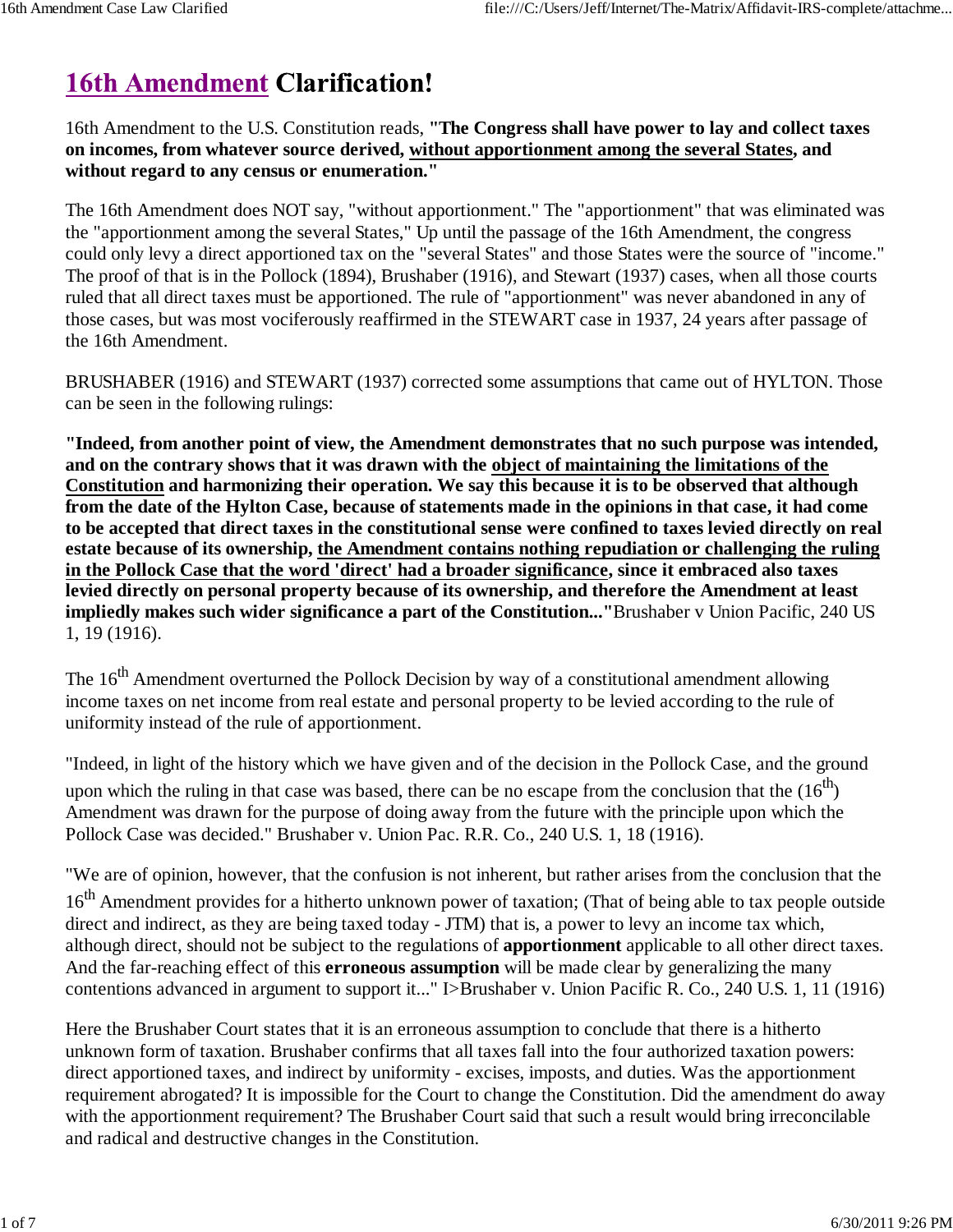# 16th Amendment Clarification!

16th Amendment to the U.S. Constitution reads, **"The Congress shall have power to lay and collect taxes on incomes, from whatever source derived, without apportionment among the several States, and without regard to any census or enumeration."**

The 16th Amendment does NOT say, "without apportionment." The "apportionment" that was eliminated was the "apportionment among the several States," Up until the passage of the 16th Amendment, the congress could only levy a direct apportioned tax on the "several States" and those States were the source of "income." The proof of that is in the Pollock (1894), Brushaber (1916), and Stewart (1937) cases, when all those courts ruled that all direct taxes must be apportioned. The rule of "apportionment" was never abandoned in any of those cases, but was most vociferously reaffirmed in the STEWART case in 1937, 24 years after passage of the 16th Amendment.

BRUSHABER (1916) and STEWART (1937) corrected some assumptions that came out of HYLTON. Those can be seen in the following rulings:

**"Indeed, from another point of view, the Amendment demonstrates that no such purpose was intended, and on the contrary shows that it was drawn with the object of maintaining the limitations of the Constitution and harmonizing their operation. We say this because it is to be observed that although from the date of the Hylton Case, because of statements made in the opinions in that case, it had come to be accepted that direct taxes in the constitutional sense were confined to taxes levied directly on real estate because of its ownership, the Amendment contains nothing repudiation or challenging the ruling in the Pollock Case that the word 'direct' had a broader significance, since it embraced also taxes levied directly on personal property because of its ownership, and therefore the Amendment at least impliedly makes such wider significance a part of the Constitution..."** Brushaber v Union Pacific, 240 US 1, 19 (1916).

The 16th Amendment overturned the Pollock Decision by way of a constitutional amendment allowing income taxes on net income from real estate and personal property to be levied according to the rule of uniformity instead of the rule of apportionment.

"Indeed, in light of the history which we have given and of the decision in the Pollock Case, and the ground upon which the ruling in that case was based, there can be no escape from the conclusion that the (16th) Amendment was drawn for the purpose of doing away from the future with the principle upon which the Pollock Case was decided." Brushaber v. Union Pac. R.R. Co., 240 U.S. 1, 18 (1916).

"We are of opinion, however, that the confusion is not inherent, but rather arises from the conclusion that the 16th Amendment provides for a hitherto unknown power of taxation; (That of being able to tax people outside direct and indirect, as they are being taxed today - JTM) that is, a power to levy an income tax which, although direct, should not be subject to the regulations of **apportionment** applicable to all other direct taxes. And the far-reaching effect of this **erroneous assumption** will be made clear by generalizing the many contentions advanced in argument to support it..." I>Brushaber v. Union Pacific R. Co., 240 U.S. 1, 11 (1916)

Here the Brushaber Court states that it is an erroneous assumption to conclude that there is a hitherto unknown form of taxation. Brushaber confirms that all taxes fall into the four authorized taxation powers: direct apportioned taxes, and indirect by uniformity - excises, imposts, and duties. Was the apportionment requirement abrogated? It is impossible for the Court to change the Constitution. Did the amendment do away with the apportionment requirement? The Brushaber Court said that such a result would bring irreconcilable and radical and destructive changes in the Constitution.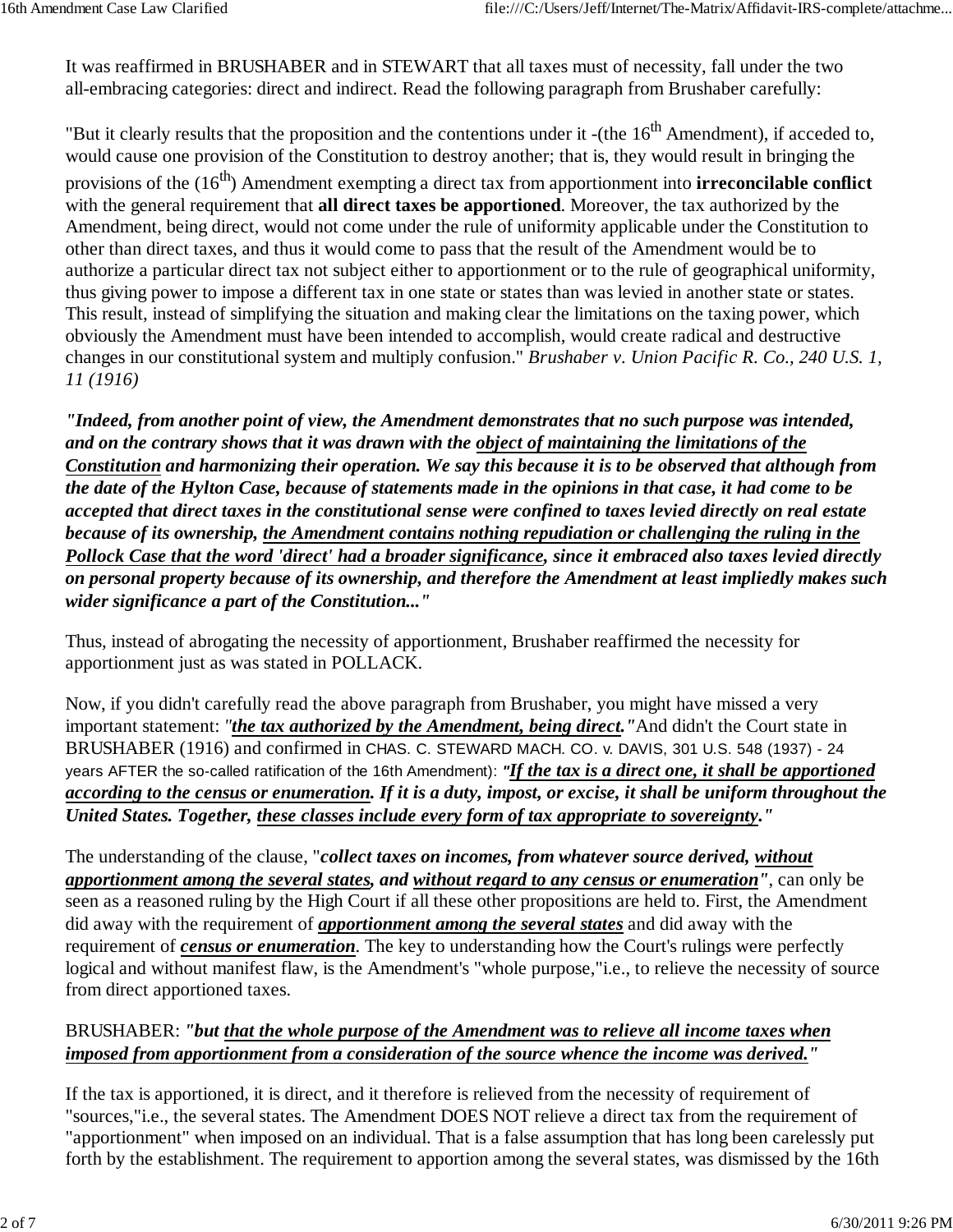It was reaffirmed in BRUSHABER and in STEWART that all taxes must of necessity, fall under the two all-embracing categories: direct and indirect. Read the following paragraph from Brushaber carefully:

"But it clearly results that the proposition and the contentions under it -(the 16th Amendment), if acceded to, would cause one provision of the Constitution to destroy another; that is, they would result in bringing the provisions of the (16th) Amendment exempting a direct tax from apportionment into **irreconcilable conflict** with the general requirement that **all direct taxes be apportioned**. Moreover, the tax authorized by the Amendment, being direct, would not come under the rule of uniformity applicable under the Constitution to other than direct taxes, and thus it would come to pass that the result of the Amendment would be to authorize a particular direct tax not subject either to apportionment or to the rule of geographical uniformity, thus giving power to impose a different tax in one state or states than was levied in another state or states. This result, instead of simplifying the situation and making clear the limitations on the taxing power, which obviously the Amendment must have been intended to accomplish, would create radical and destructive changes in our constitutional system and multiply confusion." *Brushaber v. Union Pacific R. Co., 240 U.S. 1, 11 (1916)*

***"Indeed, from another point of view, the Amendment demonstrates that no such purpose was intended, and on the contrary shows that it was drawn with the <u>object of maintaining the limitations of the Constitution</u> and harmonizing their operation. We say this because it is to be observed that although from the date of the Hylton Case, because of statements made in the opinions in that case, it had come to be accepted that direct taxes in the constitutional sense were confined to taxes levied directly on real estate because of its ownership, <u>the Amendment contains nothing repudiation or challenging the ruling in the Pollock Case that the word 'direct' had a broader significance</u>, since it embraced also taxes levied directly on personal property because of its ownership, and therefore the Amendment at least impliedly makes such wider significance a part of the Constitution..."***

Thus, instead of abrogating the necessity of apportionment, Brushaber reaffirmed the necessity for apportionment just as was stated in POLLACK.

Now, if you didn't carefully read the above paragraph from Brushaber, you might have missed a very important statement: *"**<u>the tax authorized by the Amendment, being direct</u>.**"* And didn't the Court state in BRUSHABER (1916) and confirmed in CHAS. C. STEWARD MACH. CO. v. DAVIS, 301 U.S. 548 (1937) - 24 years AFTER the so-called ratification of the 16th Amendment): ***"<u>If the tax is a direct one, it shall be apportioned according to the census or enumeration</u>. If it is a duty, impost, or excise, it shall be uniform throughout the United States. Together, <u>these classes include every form of tax appropriate to sovereignty</u>."***

The understanding of the clause, "***collect taxes on incomes, from whatever source derived, <u>without apportionment among the several states</u>, and <u>without regard to any census or enumeration</u>"***, can only be seen as a reasoned ruling by the High Court if all these other propositions are held to. First, the Amendment did away with the requirement of ***<u>apportionment among the several states</u>*** and did away with the requirement of ***<u>census or enumeration</u>***. The key to understanding how the Court's rulings were perfectly logical and without manifest flaw, is the Amendment's "whole purpose,"i.e., to relieve the necessity of source from direct apportioned taxes.

BRUSHABER: ***"but <u>that the whole purpose of the Amendment was to relieve all income taxes when imposed from apportionment from a consideration of the source whence the income was derived</u>."***

If the tax is apportioned, it is direct, and it therefore is relieved from the necessity of requirement of "sources,"i.e., the several states. The Amendment DOES NOT relieve a direct tax from the requirement of "apportionment" when imposed on an individual. That is a false assumption that has long been carelessly put forth by the establishment. The requirement to apportion among the several states, was dismissed by the 16th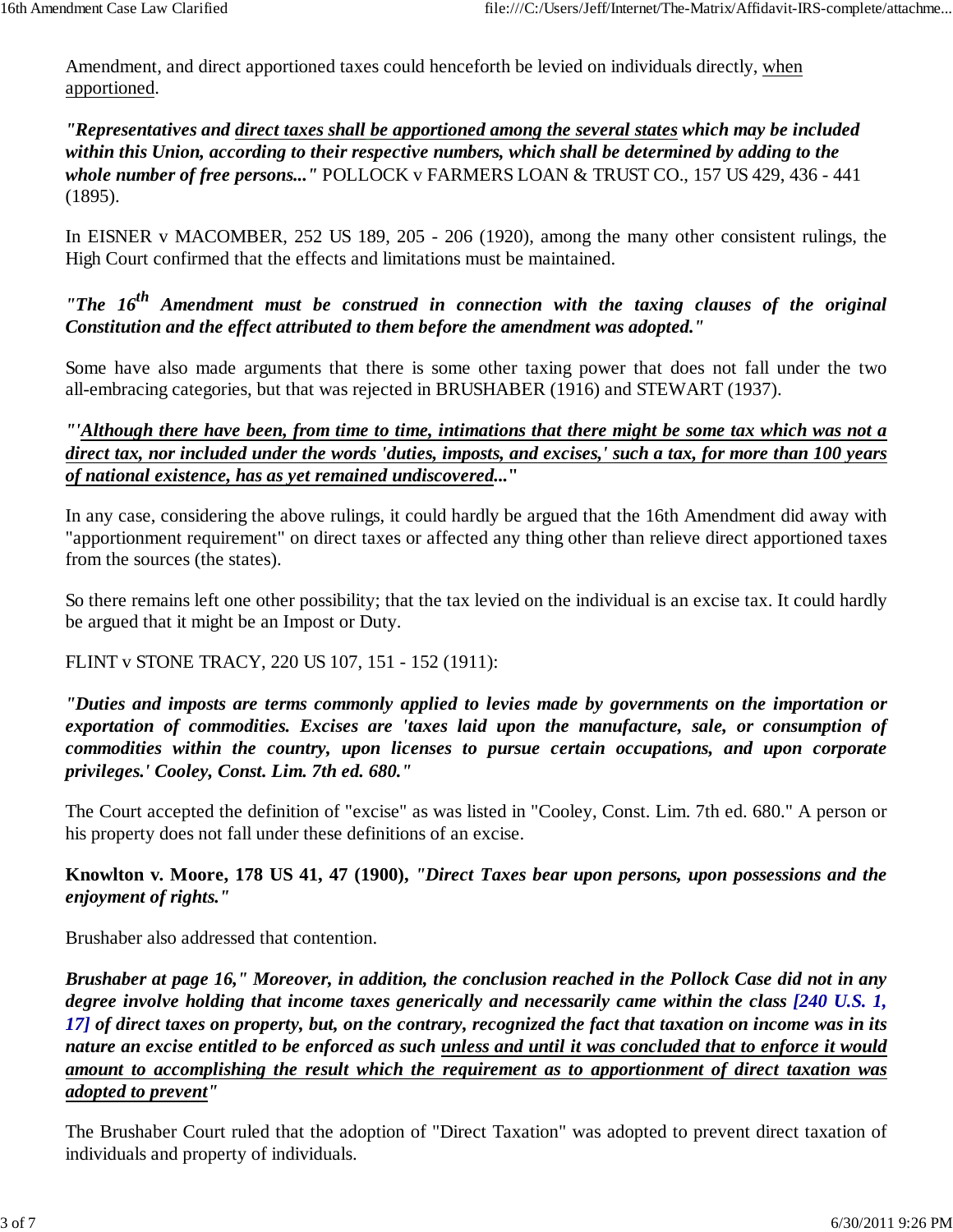Amendment, and direct apportioned taxes could henceforth be levied on individuals directly, <u>when apportioned</u>.

***"Representatives and <u>direct taxes shall be apportioned among the several states</u> which may be included within this Union, according to their respective numbers, which shall be determined by adding to the whole number of free persons..."*** POLLOCK v FARMERS LOAN & TRUST CO., 157 US 429, 436 - 441 (1895).

In EISNER v MACOMBER, 252 US 189, 205 - 206 (1920), among the many other consistent rulings, the High Court confirmed that the effects and limitations must be maintained.

***"The 16th Amendment must be construed in connection with the taxing clauses of the original Constitution and the effect attributed to them before the amendment was adopted."***

Some have also made arguments that there is some other taxing power that does not fall under the two all-embracing categories, but that was rejected in BRUSHABER (1916) and STEWART (1937).

***"'<u>Although there have been, from time to time, intimations that there might be some tax which was not a direct tax, nor included under the words 'duties, imposts, and excises,' such a tax, for more than 100 years of national existence, has as yet remained undiscovered</u>..."***

In any case, considering the above rulings, it could hardly be argued that the 16th Amendment did away with "apportionment requirement" on direct taxes or affected any thing other than relieve direct apportioned taxes from the sources (the states).

So there remains left one other possibility; that the tax levied on the individual is an excise tax. It could hardly be argued that it might be an Impost or Duty.

FLINT v STONE TRACY, 220 US 107, 151 - 152 (1911):

***"Duties and imposts are terms commonly applied to levies made by governments on the importation or exportation of commodities. Excises are 'taxes laid upon the manufacture, sale, or consumption of commodities within the country, upon licenses to pursue certain occupations, and upon corporate privileges.' Cooley, Const. Lim. 7th ed. 680."***

The Court accepted the definition of "excise" as was listed in "Cooley, Const. Lim. 7th ed. 680." A person or his property does not fall under these definitions of an excise.

**Knowlton v. Moore, 178 US 41, 47 (1900),** ***"Direct Taxes bear upon persons, upon possessions and the enjoyment of rights."***

Brushaber also addressed that contention.

***Brushaber at page 16," Moreover, in addition, the conclusion reached in the Pollock Case did not in any degree involve holding that income taxes generically and necessarily came within the class [240 U.S. 1, 17] of direct taxes on property, but, on the contrary, recognized the fact that taxation on income was in its nature an excise entitled to be enforced as such <u>unless and until it was concluded that to enforce it would amount to accomplishing the result which the requirement as to apportionment of direct taxation was adopted to prevent</u>"***

The Brushaber Court ruled that the adoption of "Direct Taxation" was adopted to prevent direct taxation of individuals and property of individuals.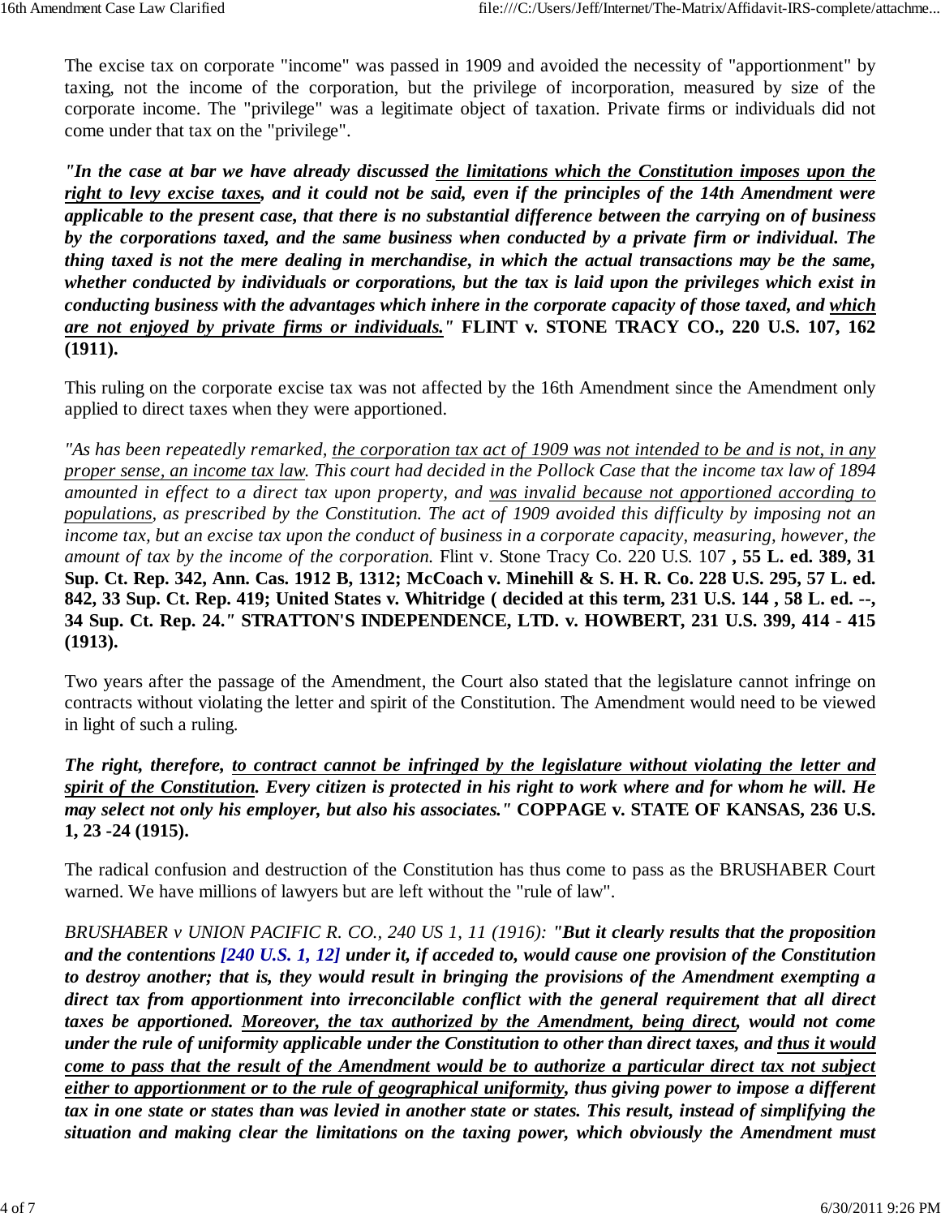The excise tax on corporate "income" was passed in 1909 and avoided the necessity of "apportionment" by taxing, not the income of the corporation, but the privilege of incorporation, measured by size of the corporate income. The "privilege" was a legitimate object of taxation. Private firms or individuals did not come under that tax on the "privilege".

***"In the case at bar we have already discussed <u>the limitations which the Constitution imposes upon the right to levy excise taxes</u>, and it could not be said, even if the principles of the 14th Amendment were applicable to the present case, that there is no substantial difference between the carrying on of business by the corporations taxed, and the same business when conducted by a private firm or individual. The thing taxed is not the mere dealing in merchandise, in which the actual transactions may be the same, whether conducted by individuals or corporations, but the tax is laid upon the privileges which exist in conducting business with the advantages which inhere in the corporate capacity of those taxed, and <u>which are not enjoyed by private firms or individuals.</u>"*** **FLINT v. STONE TRACY CO., 220 U.S. 107, 162 (1911).**

This ruling on the corporate excise tax was not affected by the 16th Amendment since the Amendment only applied to direct taxes when they were apportioned.

*"As has been repeatedly remarked, <u>the corporation tax act of 1909 was not intended to be and is not, in any proper sense, an income tax law</u>. This court had decided in the Pollock Case that the income tax law of 1894 amounted in effect to a direct tax upon property, and <u>was invalid because not apportioned according to populations</u>, as prescribed by the Constitution. The act of 1909 avoided this difficulty by imposing not an income tax, but an excise tax upon the conduct of business in a corporate capacity, measuring, however, the amount of tax by the income of the corporation.* Flint v. Stone Tracy Co. 220 U.S. 107 **, 55 L. ed. 389, 31 Sup. Ct. Rep. 342, Ann. Cas. 1912 B, 1312; McCoach v. Minehill & S. H. R. Co. 228 U.S. 295, 57 L. ed. 842, 33 Sup. Ct. Rep. 419; United States v. Whitridge ( decided at this term, 231 U.S. 144 , 58 L. ed. --, 34 Sup. Ct. Rep. 24."** **STRATTON'S INDEPENDENCE, LTD. v. HOWBERT, 231 U.S. 399, 414 - 415 (1913).**

Two years after the passage of the Amendment, the Court also stated that the legislature cannot infringe on contracts without violating the letter and spirit of the Constitution. The Amendment would need to be viewed in light of such a ruling.

***The right, therefore, <u>to contract cannot be infringed by the legislature without violating the letter and spirit of the Constitution</u>. Every citizen is protected in his right to work where and for whom he will. He may select not only his employer, but also his associates."*** **COPPAGE v. STATE OF KANSAS, 236 U.S. 1, 23 -24 (1915).**

The radical confusion and destruction of the Constitution has thus come to pass as the BRUSHABER Court warned. We have millions of lawyers but are left without the "rule of law".

*BRUSHABER v UNION PACIFIC R. CO., 240 US 1, 11 (1916):* ***"But it clearly results that the proposition and the contentions [240 U.S. 1, 12] under it, if acceded to, would cause one provision of the Constitution to destroy another; that is, they would result in bringing the provisions of the Amendment exempting a direct tax from apportionment into irreconcilable conflict with the general requirement that all direct taxes be apportioned. <u>Moreover, the tax authorized by the Amendment, being direct</u>, would not come under the rule of uniformity applicable under the Constitution to other than direct taxes, and <u>thus it would come to pass that the result of the Amendment would be to authorize a particular direct tax not subject either to apportionment or to the rule of geographical uniformity</u>, thus giving power to impose a different tax in one state or states than was levied in another state or states. This result, instead of simplifying the situation and making clear the limitations on the taxing power, which obviously the Amendment must***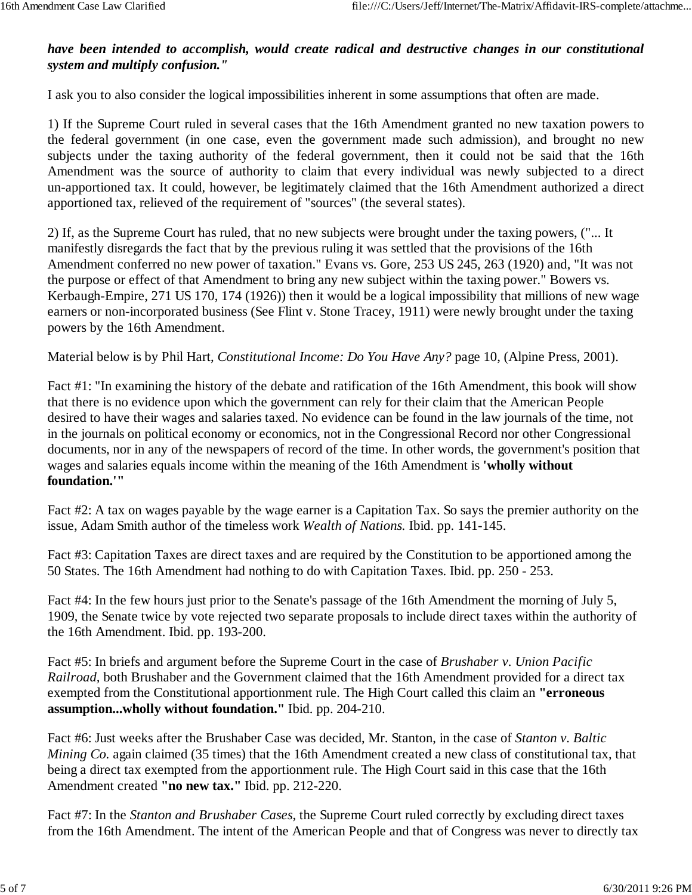***have been intended to accomplish, would create radical and destructive changes in our constitutional system and multiply confusion."***

I ask you to also consider the logical impossibilities inherent in some assumptions that often are made.

1) If the Supreme Court ruled in several cases that the 16th Amendment granted no new taxation powers to the federal government (in one case, even the government made such admission), and brought no new subjects under the taxing authority of the federal government, then it could not be said that the 16th Amendment was the source of authority to claim that every individual was newly subjected to a direct un-apportioned tax. It could, however, be legitimately claimed that the 16th Amendment authorized a direct apportioned tax, relieved of the requirement of "sources" (the several states).

2) If, as the Supreme Court has ruled, that no new subjects were brought under the taxing powers, ("... It manifestly disregards the fact that by the previous ruling it was settled that the provisions of the 16th Amendment conferred no new power of taxation." Evans vs. Gore, 253 US 245, 263 (1920) and, "It was not the purpose or effect of that Amendment to bring any new subject within the taxing power." Bowers vs. Kerbaugh-Empire, 271 US 170, 174 (1926)) then it would be a logical impossibility that millions of new wage earners or non-incorporated business (See Flint v. Stone Tracey, 1911) were newly brought under the taxing powers by the 16th Amendment.

Material below is by Phil Hart, *Constitutional Income: Do You Have Any?* page 10, (Alpine Press, 2001).

Fact #1: "In examining the history of the debate and ratification of the 16th Amendment, this book will show that there is no evidence upon which the government can rely for their claim that the American People desired to have their wages and salaries taxed. No evidence can be found in the law journals of the time, not in the journals on political economy or economics, not in the Congressional Record nor other Congressional documents, nor in any of the newspapers of record of the time. In other words, the government's position that wages and salaries equals income within the meaning of the 16th Amendment is **'wholly without foundation.'"**

Fact #2: A tax on wages payable by the wage earner is a Capitation Tax. So says the premier authority on the issue, Adam Smith author of the timeless work *Wealth of Nations.* Ibid. pp. 141-145.

Fact #3: Capitation Taxes are direct taxes and are required by the Constitution to be apportioned among the 50 States. The 16th Amendment had nothing to do with Capitation Taxes. Ibid. pp. 250 - 253.

Fact #4: In the few hours just prior to the Senate's passage of the 16th Amendment the morning of July 5, 1909, the Senate twice by vote rejected two separate proposals to include direct taxes within the authority of the 16th Amendment. Ibid. pp. 193-200.

Fact #5: In briefs and argument before the Supreme Court in the case of *Brushaber v. Union Pacific Railroad,* both Brushaber and the Government claimed that the 16th Amendment provided for a direct tax exempted from the Constitutional apportionment rule. The High Court called this claim an **"erroneous assumption...wholly without foundation."** Ibid. pp. 204-210.

Fact #6: Just weeks after the Brushaber Case was decided, Mr. Stanton, in the case of *Stanton v. Baltic Mining Co.* again claimed (35 times) that the 16th Amendment created a new class of constitutional tax, that being a direct tax exempted from the apportionment rule. The High Court said in this case that the 16th Amendment created **"no new tax."** Ibid. pp. 212-220.

Fact #7: In the *Stanton and Brushaber Cases,* the Supreme Court ruled correctly by excluding direct taxes from the 16th Amendment. The intent of the American People and that of Congress was never to directly tax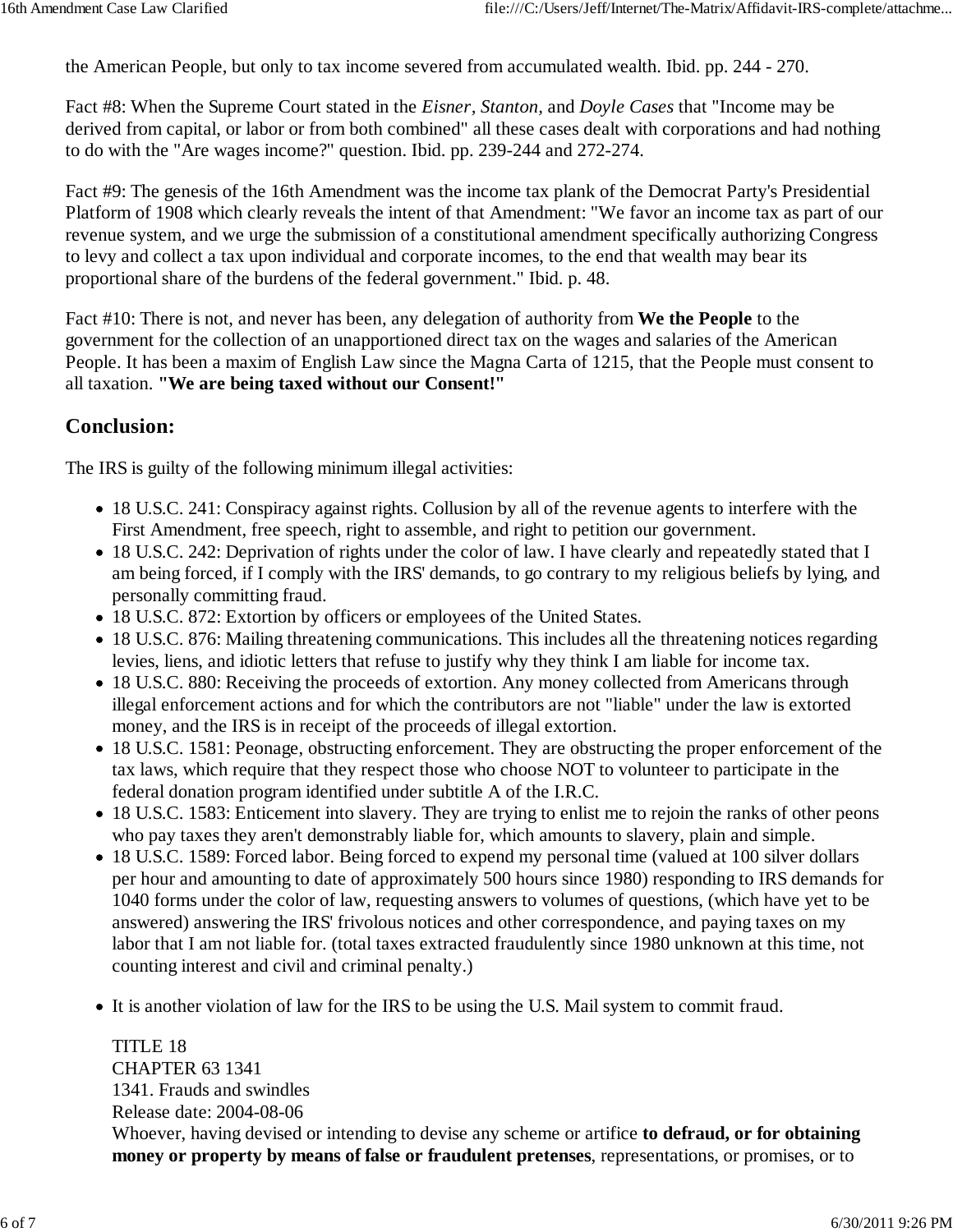the American People, but only to tax income severed from accumulated wealth. Ibid. pp. 244 - 270.

Fact #8: When the Supreme Court stated in the *Eisner, Stanton,* and *Doyle Cases* that "Income may be derived from capital, or labor or from both combined" all these cases dealt with corporations and had nothing to do with the "Are wages income?" question. Ibid. pp. 239-244 and 272-274.

Fact #9: The genesis of the 16th Amendment was the income tax plank of the Democrat Party's Presidential Platform of 1908 which clearly reveals the intent of that Amendment: "We favor an income tax as part of our revenue system, and we urge the submission of a constitutional amendment specifically authorizing Congress to levy and collect a tax upon individual and corporate incomes, to the end that wealth may bear its proportional share of the burdens of the federal government." Ibid. p. 48.

Fact #10: There is not, and never has been, any delegation of authority from **We the People** to the government for the collection of an unapportioned direct tax on the wages and salaries of the American People. It has been a maxim of English Law since the Magna Carta of 1215, that the People must consent to all taxation. **"We are being taxed without our Consent!"**

## Conclusion:

The IRS is guilty of the following minimum illegal activities:

- 18 U.S.C. 241: Conspiracy against rights. Collusion by all of the revenue agents to interfere with the First Amendment, free speech, right to assemble, and right to petition our government.
- 18 U.S.C. 242: Deprivation of rights under the color of law. I have clearly and repeatedly stated that I am being forced, if I comply with the IRS' demands, to go contrary to my religious beliefs by lying, and personally committing fraud.
- 18 U.S.C. 872: Extortion by officers or employees of the United States.
- 18 U.S.C. 876: Mailing threatening communications. This includes all the threatening notices regarding levies, liens, and idiotic letters that refuse to justify why they think I am liable for income tax.
- 18 U.S.C. 880: Receiving the proceeds of extortion. Any money collected from Americans through illegal enforcement actions and for which the contributors are not "liable" under the law is extorted money, and the IRS is in receipt of the proceeds of illegal extortion.
- 18 U.S.C. 1581: Peonage, obstructing enforcement. They are obstructing the proper enforcement of the tax laws, which require that they respect those who choose NOT to volunteer to participate in the federal donation program identified under subtitle A of the I.R.C.
- 18 U.S.C. 1583: Enticement into slavery. They are trying to enlist me to rejoin the ranks of other peons who pay taxes they aren't demonstrably liable for, which amounts to slavery, plain and simple.
- 18 U.S.C. 1589: Forced labor. Being forced to expend my personal time (valued at 100 silver dollars per hour and amounting to date of approximately 500 hours since 1980) responding to IRS demands for 1040 forms under the color of law, requesting answers to volumes of questions, (which have yet to be answered) answering the IRS' frivolous notices and other correspondence, and paying taxes on my labor that I am not liable for. (total taxes extracted fraudulently since 1980 unknown at this time, not counting interest and civil and criminal penalty.)

- It is another violation of law for the IRS to be using the U.S. Mail system to commit fraud.

  TITLE 18
  CHAPTER 63 1341
  1341. Frauds and swindles
  Release date: 2004-08-06
  Whoever, having devised or intending to devise any scheme or artifice **to defraud, or for obtaining money or property by means of false or fraudulent pretenses**, representations, or promises, or to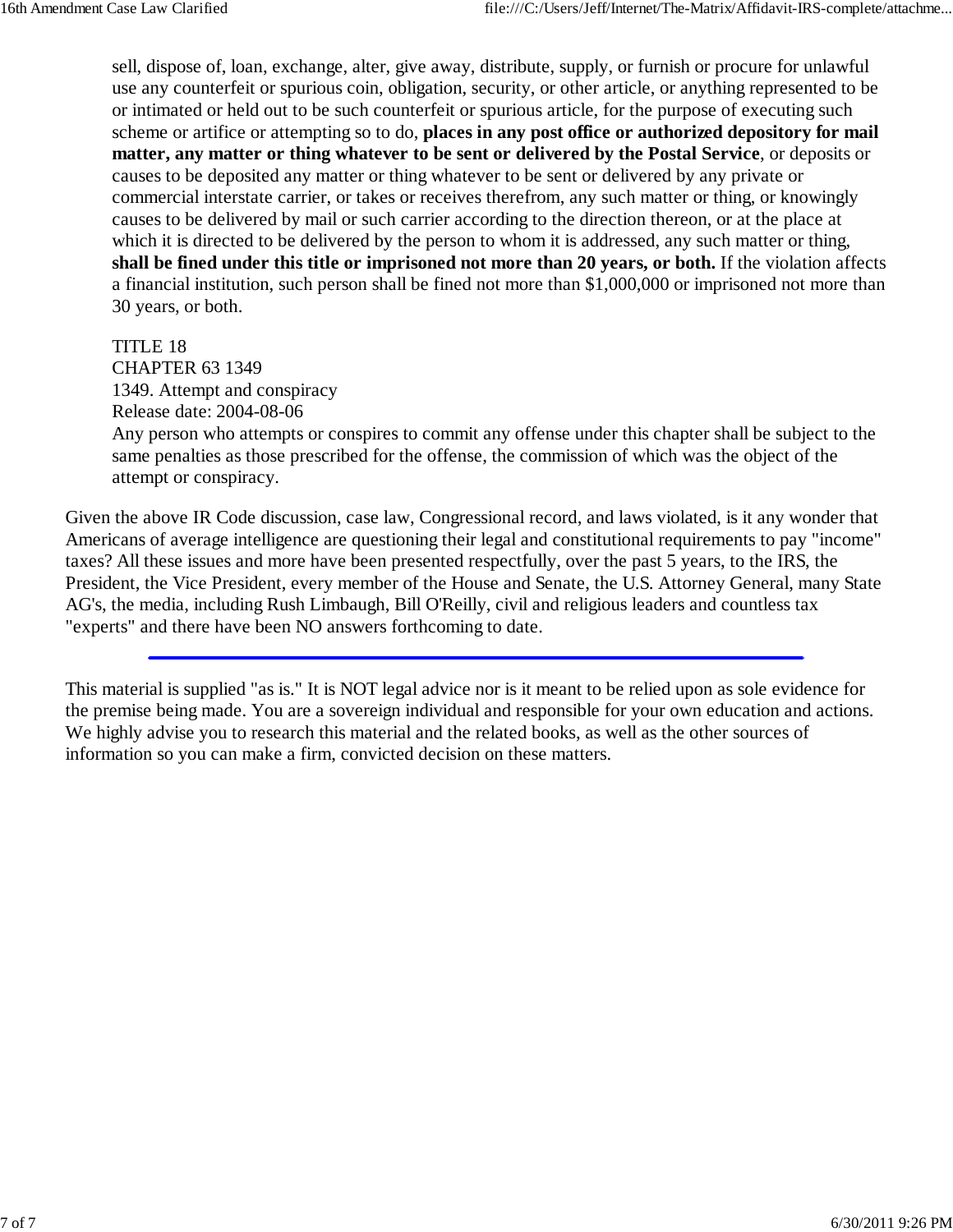> sell, dispose of, loan, exchange, alter, give away, distribute, supply, or furnish or procure for unlawful use any counterfeit or spurious coin, obligation, security, or other article, or anything represented to be or intimated or held out to be such counterfeit or spurious article, for the purpose of executing such scheme or artifice or attempting so to do, **places in any post office or authorized depository for mail matter, any matter or thing whatever to be sent or delivered by the Postal Service**, or deposits or causes to be deposited any matter or thing whatever to be sent or delivered by any private or commercial interstate carrier, or takes or receives therefrom, any such matter or thing, or knowingly causes to be delivered by mail or such carrier according to the direction thereon, or at the place at which it is directed to be delivered by the person to whom it is addressed, any such matter or thing, **shall be fined under this title or imprisoned not more than 20 years, or both.** If the violation affects a financial institution, such person shall be fined not more than $1,000,000 or imprisoned not more than 30 years, or both.
>
> TITLE 18
> CHAPTER 63 1349
> 1349. Attempt and conspiracy
> Release date: 2004-08-06
> Any person who attempts or conspires to commit any offense under this chapter shall be subject to the same penalties as those prescribed for the offense, the commission of which was the object of the attempt or conspiracy.

Given the above IR Code discussion, case law, Congressional record, and laws violated, is it any wonder that Americans of average intelligence are questioning their legal and constitutional requirements to pay "income" taxes? All these issues and more have been presented respectfully, over the past 5 years, to the IRS, the President, the Vice President, every member of the House and Senate, the U.S. Attorney General, many State AG's, the media, including Rush Limbaugh, Bill O'Reilly, civil and religious leaders and countless tax "experts" and there have been NO answers forthcoming to date.

---

This material is supplied "as is." It is NOT legal advice nor is it meant to be relied upon as sole evidence for the premise being made. You are a sovereign individual and responsible for your own education and actions. We highly advise you to research this material and the related books, as well as the other sources of information so you can make a firm, convicted decision on these matters.